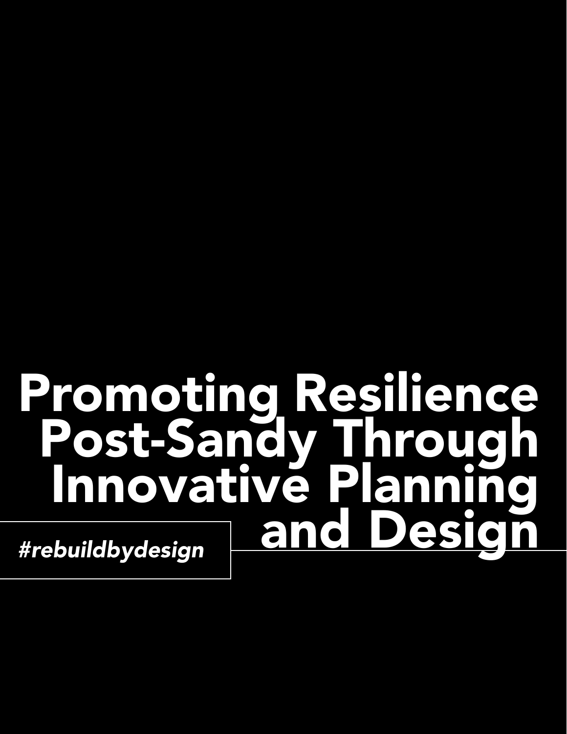# Promoting Resilience Post-Sandy Through Innovative Planning and Design

*#rebuildbydesign*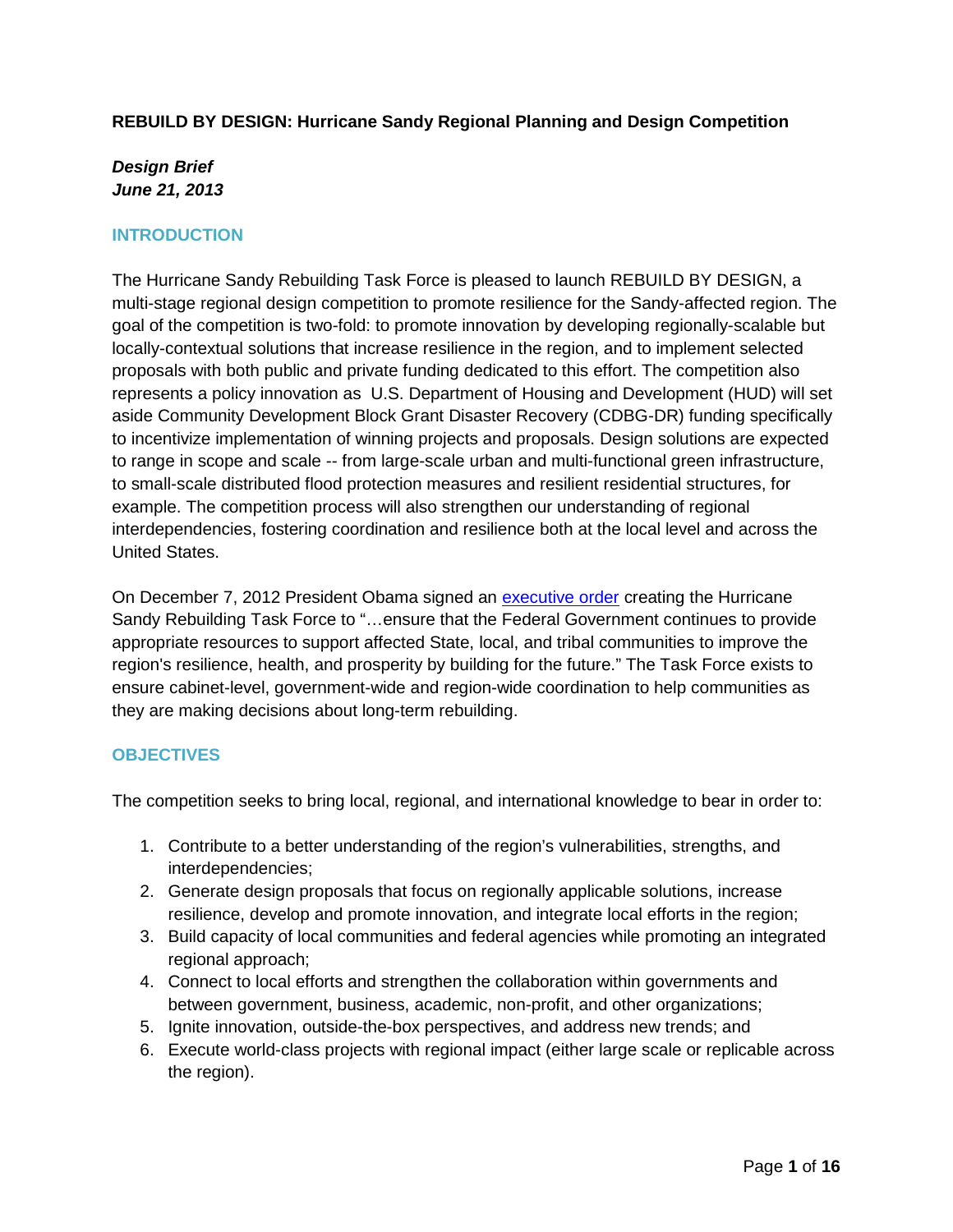**REBUILD BY DESIGN: Hurricane Sandy Regional Planning and Design Competition**

***Design Brief***
***June 21, 2013***

## INTRODUCTION

The Hurricane Sandy Rebuilding Task Force is pleased to launch REBUILD BY DESIGN, a multi-stage regional design competition to promote resilience for the Sandy-affected region. The goal of the competition is two-fold: to promote innovation by developing regionally-scalable but locally-contextual solutions that increase resilience in the region, and to implement selected proposals with both public and private funding dedicated to this effort. The competition also represents a policy innovation as U.S. Department of Housing and Development (HUD) will set aside Community Development Block Grant Disaster Recovery (CDBG-DR) funding specifically to incentivize implementation of winning projects and proposals. Design solutions are expected to range in scope and scale -- from large-scale urban and multi-functional green infrastructure, to small-scale distributed flood protection measures and resilient residential structures, for example. The competition process will also strengthen our understanding of regional interdependencies, fostering coordination and resilience both at the local level and across the United States.

On December 7, 2012 President Obama signed an executive order creating the Hurricane Sandy Rebuilding Task Force to "…ensure that the Federal Government continues to provide appropriate resources to support affected State, local, and tribal communities to improve the region's resilience, health, and prosperity by building for the future." The Task Force exists to ensure cabinet-level, government-wide and region-wide coordination to help communities as they are making decisions about long-term rebuilding.

## OBJECTIVES

The competition seeks to bring local, regional, and international knowledge to bear in order to:

1. Contribute to a better understanding of the region's vulnerabilities, strengths, and interdependencies;
2. Generate design proposals that focus on regionally applicable solutions, increase resilience, develop and promote innovation, and integrate local efforts in the region;
3. Build capacity of local communities and federal agencies while promoting an integrated regional approach;
4. Connect to local efforts and strengthen the collaboration within governments and between government, business, academic, non-profit, and other organizations;
5. Ignite innovation, outside-the-box perspectives, and address new trends; and
6. Execute world-class projects with regional impact (either large scale or replicable across the region).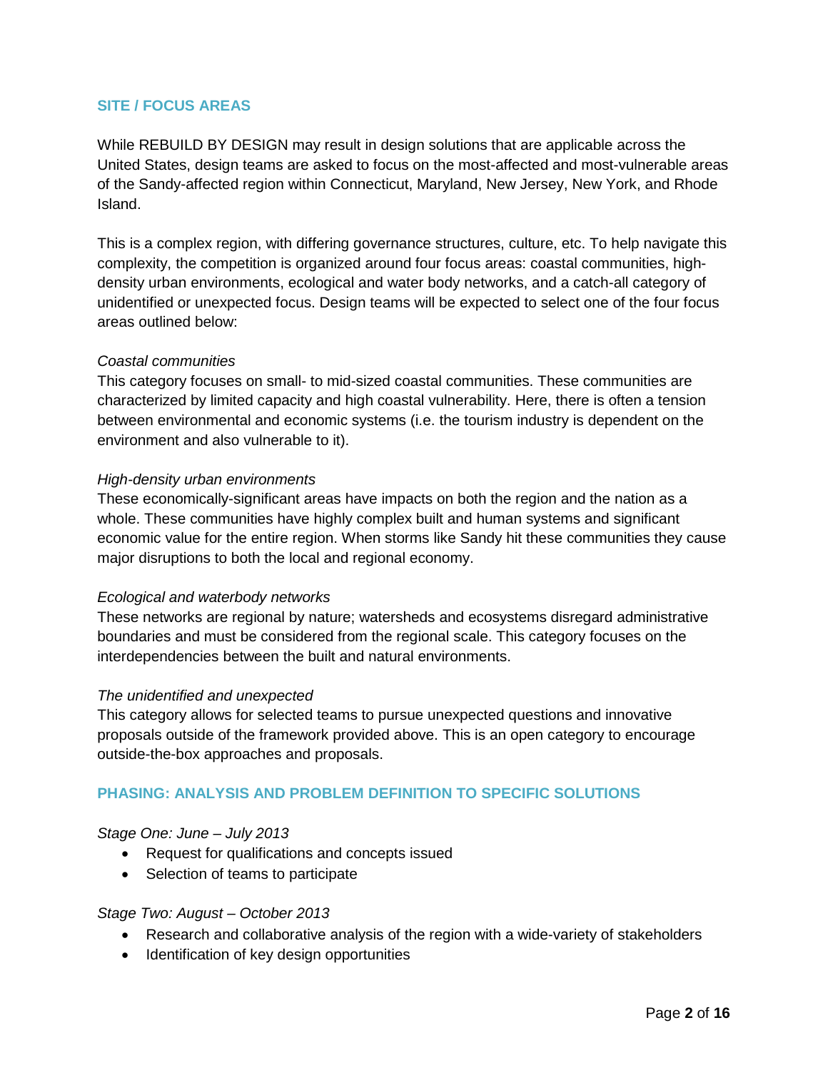## SITE / FOCUS AREAS

While REBUILD BY DESIGN may result in design solutions that are applicable across the United States, design teams are asked to focus on the most-affected and most-vulnerable areas of the Sandy-affected region within Connecticut, Maryland, New Jersey, New York, and Rhode Island.

This is a complex region, with differing governance structures, culture, etc. To help navigate this complexity, the competition is organized around four focus areas: coastal communities, high-density urban environments, ecological and water body networks, and a catch-all category of unidentified or unexpected focus. Design teams will be expected to select one of the four focus areas outlined below:

*Coastal communities*

This category focuses on small- to mid-sized coastal communities. These communities are characterized by limited capacity and high coastal vulnerability. Here, there is often a tension between environmental and economic systems (i.e. the tourism industry is dependent on the environment and also vulnerable to it).

*High-density urban environments*

These economically-significant areas have impacts on both the region and the nation as a whole. These communities have highly complex built and human systems and significant economic value for the entire region. When storms like Sandy hit these communities they cause major disruptions to both the local and regional economy.

*Ecological and waterbody networks*

These networks are regional by nature; watersheds and ecosystems disregard administrative boundaries and must be considered from the regional scale. This category focuses on the interdependencies between the built and natural environments.

*The unidentified and unexpected*

This category allows for selected teams to pursue unexpected questions and innovative proposals outside of the framework provided above. This is an open category to encourage outside-the-box approaches and proposals.

## PHASING: ANALYSIS AND PROBLEM DEFINITION TO SPECIFIC SOLUTIONS

*Stage One: June – July 2013*

- Request for qualifications and concepts issued
- Selection of teams to participate

*Stage Two: August – October 2013*

- Research and collaborative analysis of the region with a wide-variety of stakeholders
- Identification of key design opportunities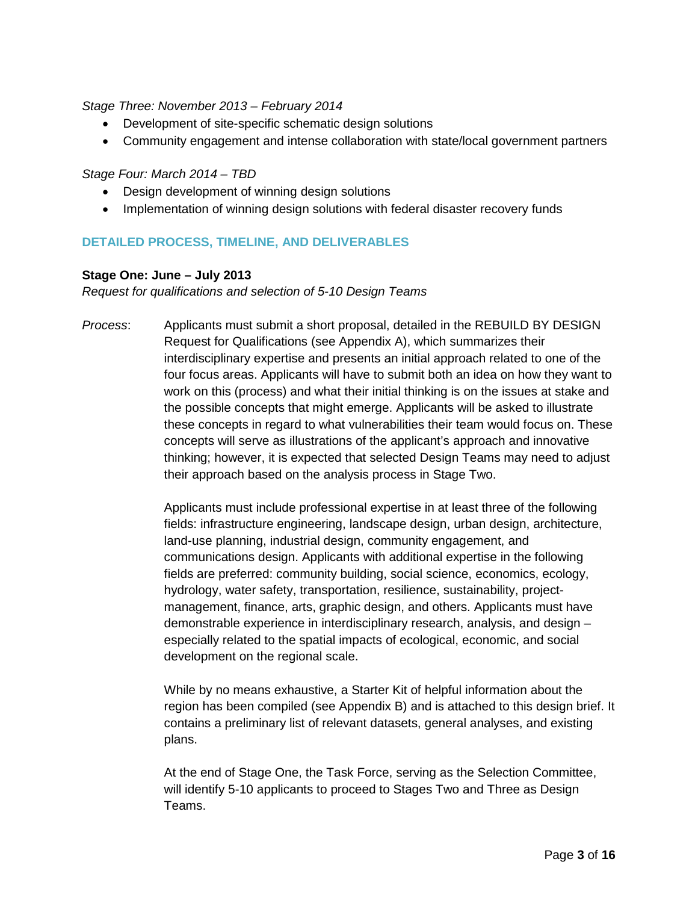*Stage Three: November 2013 – February 2014*

- Development of site-specific schematic design solutions
- Community engagement and intense collaboration with state/local government partners

*Stage Four: March 2014 – TBD*

- Design development of winning design solutions
- Implementation of winning design solutions with federal disaster recovery funds

## DETAILED PROCESS, TIMELINE, AND DELIVERABLES

**Stage One: June – July 2013**

*Request for qualifications and selection of 5-10 Design Teams*

*Process*: Applicants must submit a short proposal, detailed in the REBUILD BY DESIGN Request for Qualifications (see Appendix A), which summarizes their interdisciplinary expertise and presents an initial approach related to one of the four focus areas. Applicants will have to submit both an idea on how they want to work on this (process) and what their initial thinking is on the issues at stake and the possible concepts that might emerge. Applicants will be asked to illustrate these concepts in regard to what vulnerabilities their team would focus on. These concepts will serve as illustrations of the applicant's approach and innovative thinking; however, it is expected that selected Design Teams may need to adjust their approach based on the analysis process in Stage Two.

Applicants must include professional expertise in at least three of the following fields: infrastructure engineering, landscape design, urban design, architecture, land-use planning, industrial design, community engagement, and communications design. Applicants with additional expertise in the following fields are preferred: community building, social science, economics, ecology, hydrology, water safety, transportation, resilience, sustainability, project-management, finance, arts, graphic design, and others. Applicants must have demonstrable experience in interdisciplinary research, analysis, and design – especially related to the spatial impacts of ecological, economic, and social development on the regional scale.

While by no means exhaustive, a Starter Kit of helpful information about the region has been compiled (see Appendix B) and is attached to this design brief. It contains a preliminary list of relevant datasets, general analyses, and existing plans.

At the end of Stage One, the Task Force, serving as the Selection Committee, will identify 5-10 applicants to proceed to Stages Two and Three as Design Teams.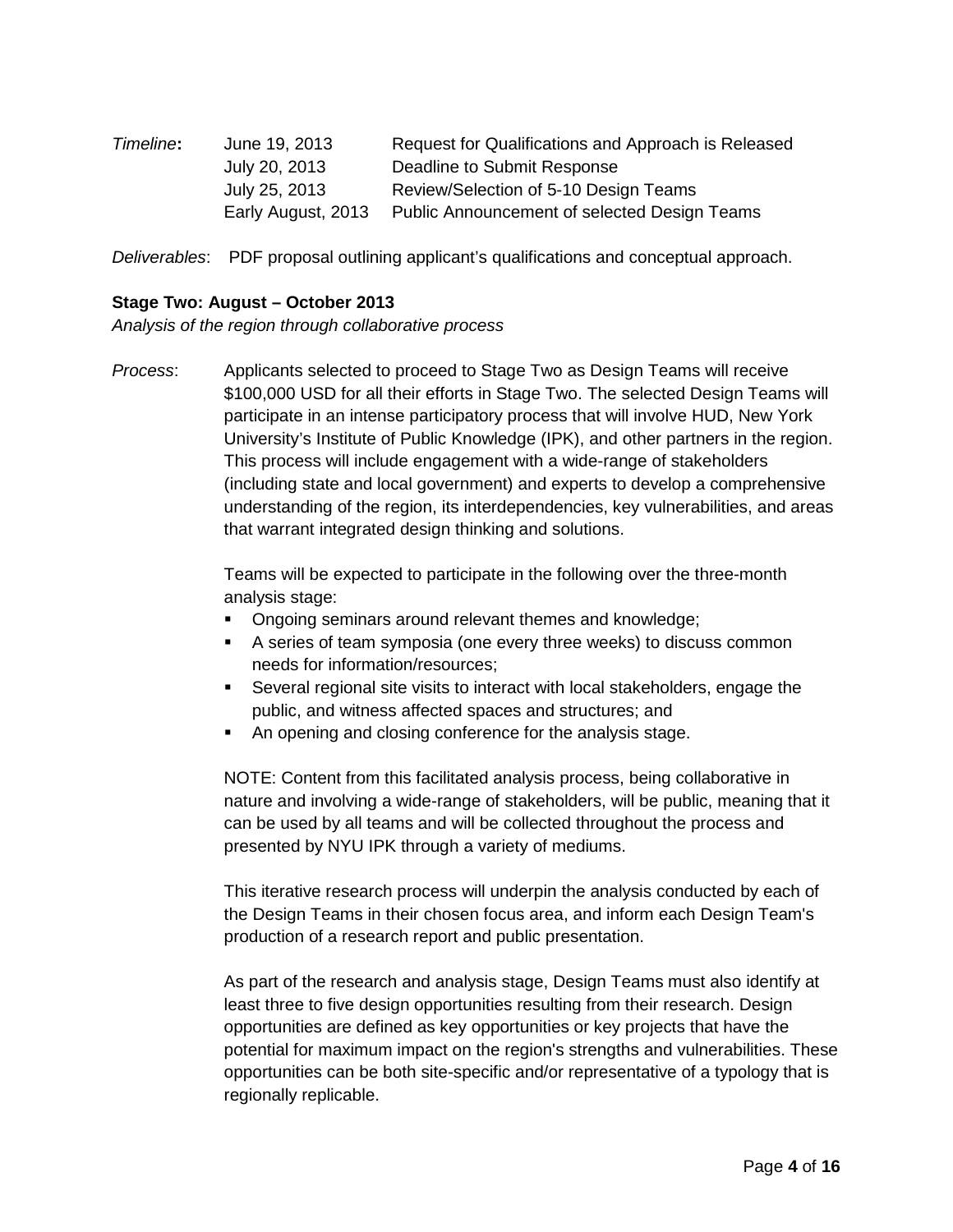*Timeline***:**

| | | |
|---|---|---|
| | June 19, 2013 | Request for Qualifications and Approach is Released |
| | July 20, 2013 | Deadline to Submit Response |
| | July 25, 2013 | Review/Selection of 5-10 Design Teams |
| | Early August, 2013 | Public Announcement of selected Design Teams |

*Deliverables*: PDF proposal outlining applicant's qualifications and conceptual approach.

**Stage Two: August – October 2013**

*Analysis of the region through collaborative process*

*Process*: Applicants selected to proceed to Stage Two as Design Teams will receive $100,000 USD for all their efforts in Stage Two. The selected Design Teams will participate in an intense participatory process that will involve HUD, New York University's Institute of Public Knowledge (IPK), and other partners in the region. This process will include engagement with a wide-range of stakeholders (including state and local government) and experts to develop a comprehensive understanding of the region, its interdependencies, key vulnerabilities, and areas that warrant integrated design thinking and solutions.

Teams will be expected to participate in the following over the three-month analysis stage:

- Ongoing seminars around relevant themes and knowledge;
- A series of team symposia (one every three weeks) to discuss common needs for information/resources;
- Several regional site visits to interact with local stakeholders, engage the public, and witness affected spaces and structures; and
- An opening and closing conference for the analysis stage.

NOTE: Content from this facilitated analysis process, being collaborative in nature and involving a wide-range of stakeholders, will be public, meaning that it can be used by all teams and will be collected throughout the process and presented by NYU IPK through a variety of mediums.

This iterative research process will underpin the analysis conducted by each of the Design Teams in their chosen focus area, and inform each Design Team's production of a research report and public presentation.

As part of the research and analysis stage, Design Teams must also identify at least three to five design opportunities resulting from their research. Design opportunities are defined as key opportunities or key projects that have the potential for maximum impact on the region's strengths and vulnerabilities. These opportunities can be both site-specific and/or representative of a typology that is regionally replicable.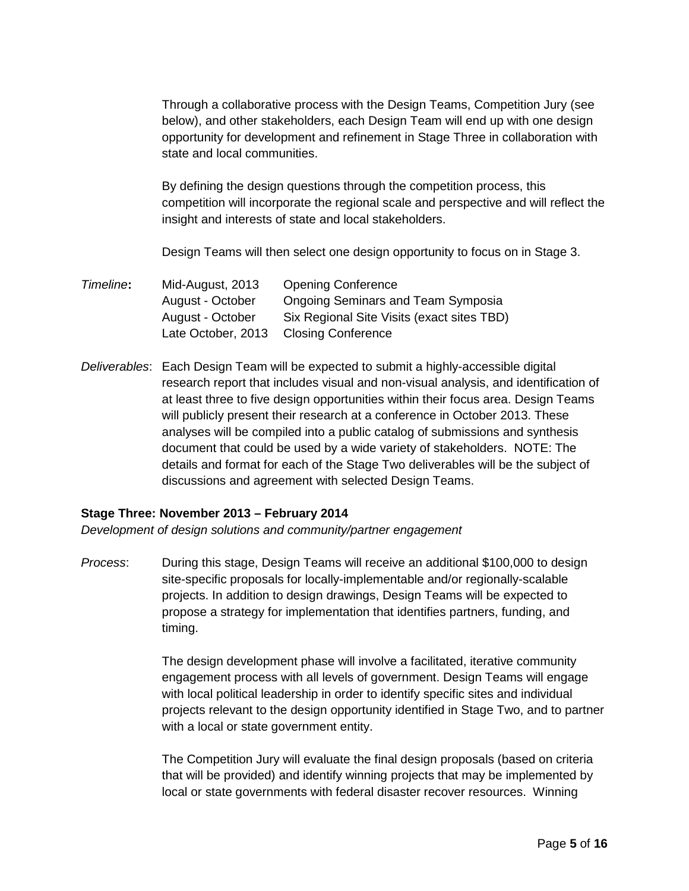Through a collaborative process with the Design Teams, Competition Jury (see below), and other stakeholders, each Design Team will end up with one design opportunity for development and refinement in Stage Three in collaboration with state and local communities.

By defining the design questions through the competition process, this competition will incorporate the regional scale and perspective and will reflect the insight and interests of state and local stakeholders.

Design Teams will then select one design opportunity to focus on in Stage 3.

*Timeline***:**

| | |
|---|---|
| Mid-August, 2013 | Opening Conference |
| August - October | Ongoing Seminars and Team Symposia |
| August - October | Six Regional Site Visits (exact sites TBD) |
| Late October, 2013 | Closing Conference |

*Deliverables*: Each Design Team will be expected to submit a highly-accessible digital research report that includes visual and non-visual analysis, and identification of at least three to five design opportunities within their focus area. Design Teams will publicly present their research at a conference in October 2013. These analyses will be compiled into a public catalog of submissions and synthesis document that could be used by a wide variety of stakeholders. NOTE: The details and format for each of the Stage Two deliverables will be the subject of discussions and agreement with selected Design Teams.

**Stage Three: November 2013 – February 2014**

*Development of design solutions and community/partner engagement*

*Process*: During this stage, Design Teams will receive an additional $100,000 to design site-specific proposals for locally-implementable and/or regionally-scalable projects. In addition to design drawings, Design Teams will be expected to propose a strategy for implementation that identifies partners, funding, and timing.

The design development phase will involve a facilitated, iterative community engagement process with all levels of government. Design Teams will engage with local political leadership in order to identify specific sites and individual projects relevant to the design opportunity identified in Stage Two, and to partner with a local or state government entity.

The Competition Jury will evaluate the final design proposals (based on criteria that will be provided) and identify winning projects that may be implemented by local or state governments with federal disaster recover resources. Winning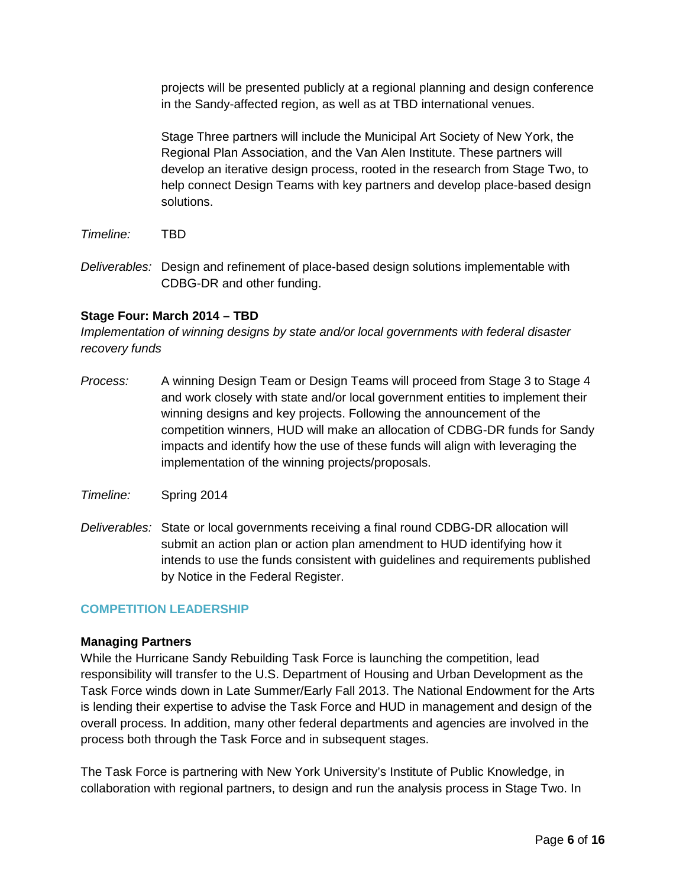projects will be presented publicly at a regional planning and design conference in the Sandy-affected region, as well as at TBD international venues.

Stage Three partners will include the Municipal Art Society of New York, the Regional Plan Association, and the Van Alen Institute. These partners will develop an iterative design process, rooted in the research from Stage Two, to help connect Design Teams with key partners and develop place-based design solutions.

*Timeline:* TBD

*Deliverables:* Design and refinement of place-based design solutions implementable with CDBG-DR and other funding.

**Stage Four: March 2014 – TBD**

*Implementation of winning designs by state and/or local governments with federal disaster recovery funds*

*Process:* A winning Design Team or Design Teams will proceed from Stage 3 to Stage 4 and work closely with state and/or local government entities to implement their winning designs and key projects. Following the announcement of the competition winners, HUD will make an allocation of CDBG-DR funds for Sandy impacts and identify how the use of these funds will align with leveraging the implementation of the winning projects/proposals.

*Timeline:* Spring 2014

*Deliverables:* State or local governments receiving a final round CDBG-DR allocation will submit an action plan or action plan amendment to HUD identifying how it intends to use the funds consistent with guidelines and requirements published by Notice in the Federal Register.

## COMPETITION LEADERSHIP

**Managing Partners**

While the Hurricane Sandy Rebuilding Task Force is launching the competition, lead responsibility will transfer to the U.S. Department of Housing and Urban Development as the Task Force winds down in Late Summer/Early Fall 2013. The National Endowment for the Arts is lending their expertise to advise the Task Force and HUD in management and design of the overall process. In addition, many other federal departments and agencies are involved in the process both through the Task Force and in subsequent stages.

The Task Force is partnering with New York University's Institute of Public Knowledge, in collaboration with regional partners, to design and run the analysis process in Stage Two. In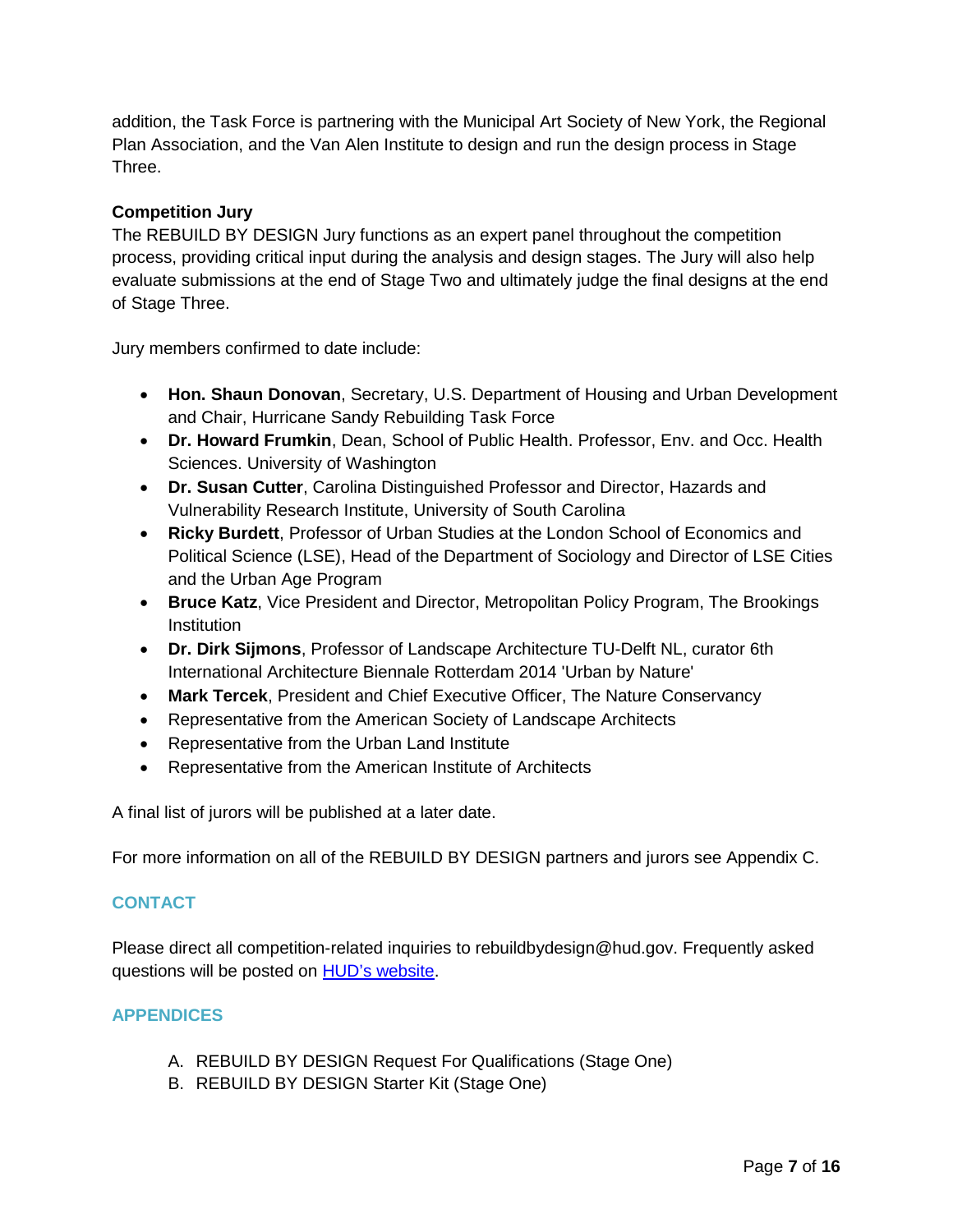addition, the Task Force is partnering with the Municipal Art Society of New York, the Regional Plan Association, and the Van Alen Institute to design and run the design process in Stage Three.

**Competition Jury**

The REBUILD BY DESIGN Jury functions as an expert panel throughout the competition process, providing critical input during the analysis and design stages. The Jury will also help evaluate submissions at the end of Stage Two and ultimately judge the final designs at the end of Stage Three.

Jury members confirmed to date include:

- **Hon. Shaun Donovan**, Secretary, U.S. Department of Housing and Urban Development and Chair, Hurricane Sandy Rebuilding Task Force
- **Dr. Howard Frumkin**, Dean, School of Public Health. Professor, Env. and Occ. Health Sciences. University of Washington
- **Dr. Susan Cutter**, Carolina Distinguished Professor and Director, Hazards and Vulnerability Research Institute, University of South Carolina
- **Ricky Burdett**, Professor of Urban Studies at the London School of Economics and Political Science (LSE), Head of the Department of Sociology and Director of LSE Cities and the Urban Age Program
- **Bruce Katz**, Vice President and Director, Metropolitan Policy Program, The Brookings Institution
- **Dr. Dirk Sijmons**, Professor of Landscape Architecture TU-Delft NL, curator 6th International Architecture Biennale Rotterdam 2014 'Urban by Nature'
- **Mark Tercek**, President and Chief Executive Officer, The Nature Conservancy
- Representative from the American Society of Landscape Architects
- Representative from the Urban Land Institute
- Representative from the American Institute of Architects

A final list of jurors will be published at a later date.

For more information on all of the REBUILD BY DESIGN partners and jurors see Appendix C.

## CONTACT

Please direct all competition-related inquiries to rebuildbydesign@hud.gov. Frequently asked questions will be posted on HUD's website.

## APPENDICES

A. REBUILD BY DESIGN Request For Qualifications (Stage One)
B. REBUILD BY DESIGN Starter Kit (Stage One)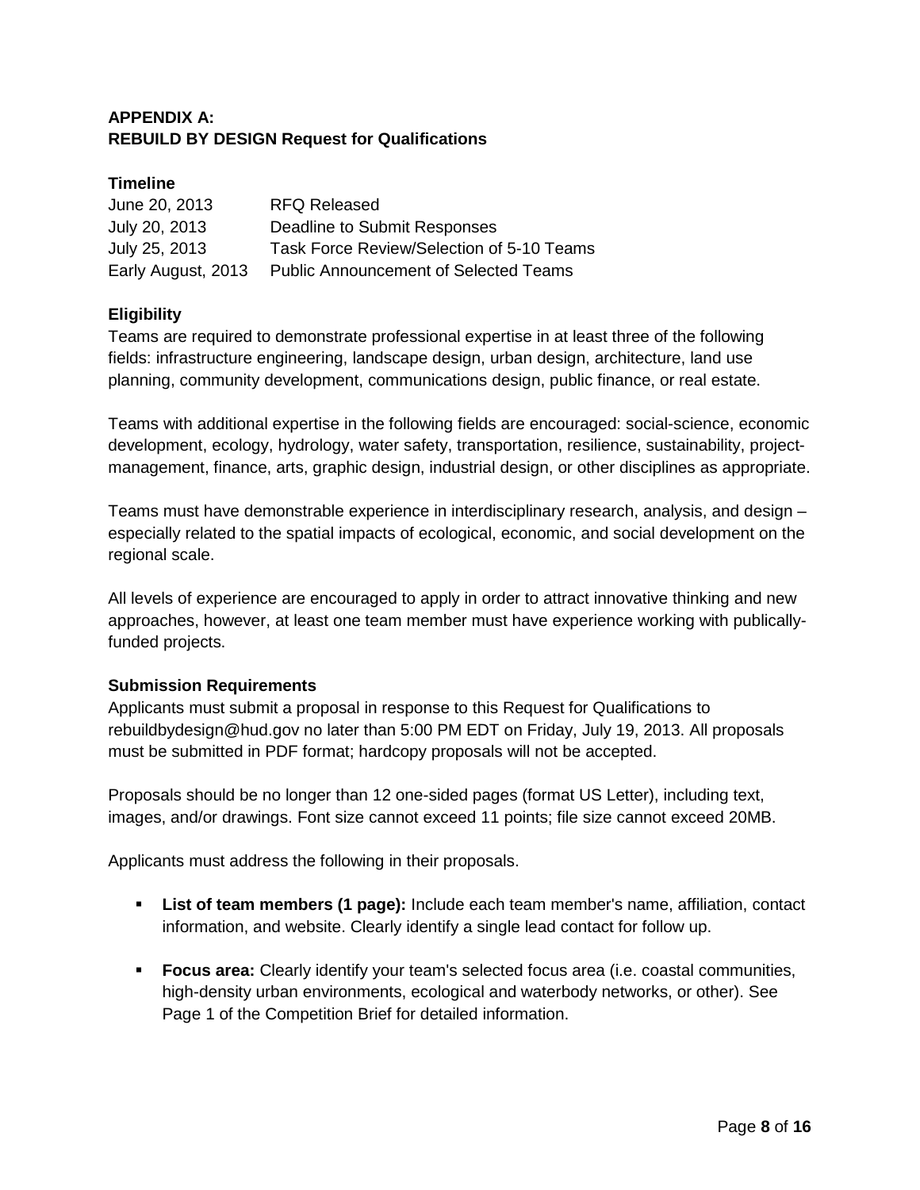**APPENDIX A:**
**REBUILD BY DESIGN Request for Qualifications**

### Timeline

| | |
|---|---|
| June 20, 2013 | RFQ Released |
| July 20, 2013 | Deadline to Submit Responses |
| July 25, 2013 | Task Force Review/Selection of 5-10 Teams |
| Early August, 2013 | Public Announcement of Selected Teams |

### Eligibility

Teams are required to demonstrate professional expertise in at least three of the following fields: infrastructure engineering, landscape design, urban design, architecture, land use planning, community development, communications design, public finance, or real estate.

Teams with additional expertise in the following fields are encouraged: social-science, economic development, ecology, hydrology, water safety, transportation, resilience, sustainability, project-management, finance, arts, graphic design, industrial design, or other disciplines as appropriate.

Teams must have demonstrable experience in interdisciplinary research, analysis, and design – especially related to the spatial impacts of ecological, economic, and social development on the regional scale.

All levels of experience are encouraged to apply in order to attract innovative thinking and new approaches, however, at least one team member must have experience working with publically-funded projects.

### Submission Requirements

Applicants must submit a proposal in response to this Request for Qualifications to rebuildbydesign@hud.gov no later than 5:00 PM EDT on Friday, July 19, 2013. All proposals must be submitted in PDF format; hardcopy proposals will not be accepted.

Proposals should be no longer than 12 one-sided pages (format US Letter), including text, images, and/or drawings. Font size cannot exceed 11 points; file size cannot exceed 20MB.

Applicants must address the following in their proposals.

- **List of team members (1 page):** Include each team member's name, affiliation, contact information, and website. Clearly identify a single lead contact for follow up.
- **Focus area:** Clearly identify your team's selected focus area (i.e. coastal communities, high-density urban environments, ecological and waterbody networks, or other). See Page 1 of the Competition Brief for detailed information.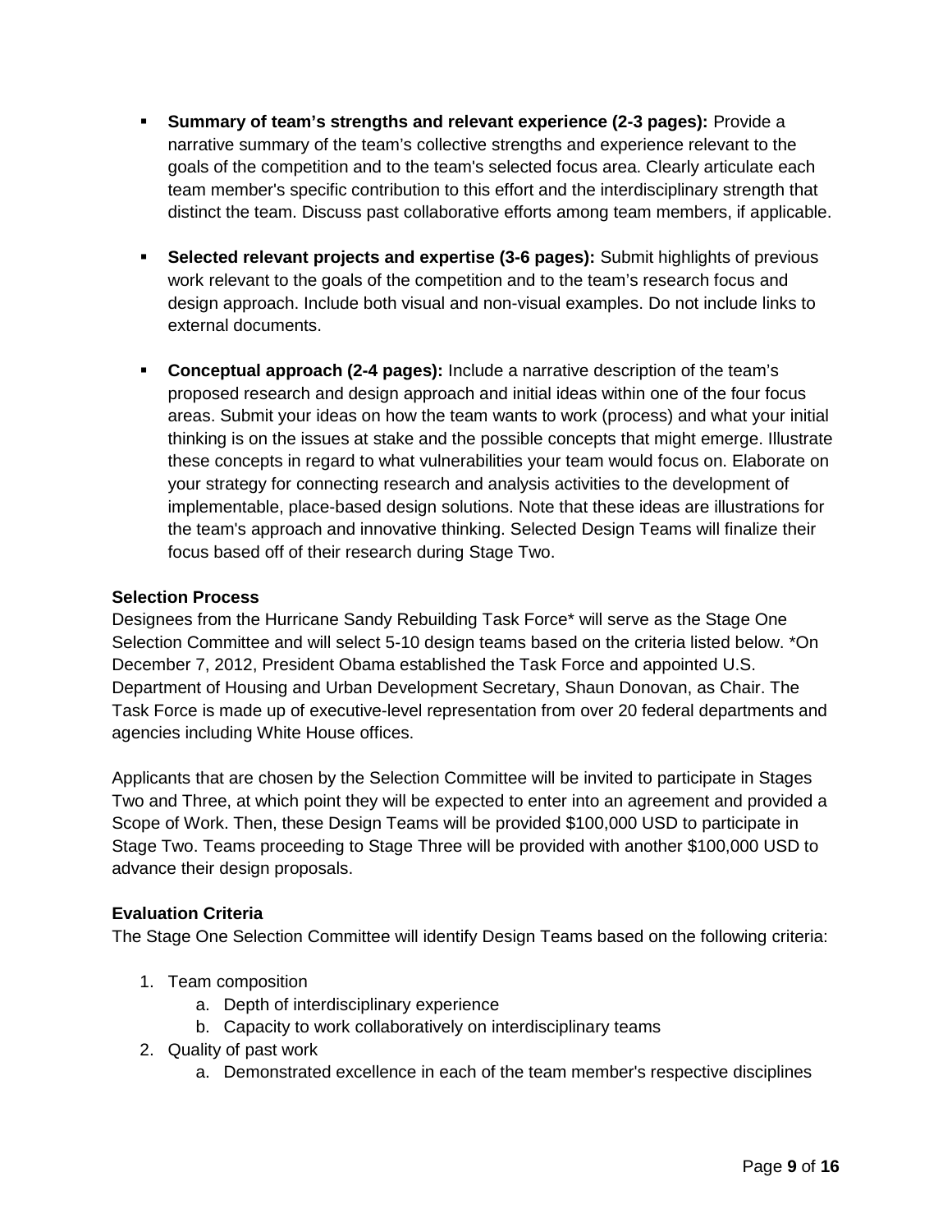- **Summary of team's strengths and relevant experience (2-3 pages):** Provide a narrative summary of the team's collective strengths and experience relevant to the goals of the competition and to the team's selected focus area. Clearly articulate each team member's specific contribution to this effort and the interdisciplinary strength that distinct the team. Discuss past collaborative efforts among team members, if applicable.

- **Selected relevant projects and expertise (3-6 pages):** Submit highlights of previous work relevant to the goals of the competition and to the team's research focus and design approach. Include both visual and non-visual examples. Do not include links to external documents.

- **Conceptual approach (2-4 pages):** Include a narrative description of the team's proposed research and design approach and initial ideas within one of the four focus areas. Submit your ideas on how the team wants to work (process) and what your initial thinking is on the issues at stake and the possible concepts that might emerge. Illustrate these concepts in regard to what vulnerabilities your team would focus on. Elaborate on your strategy for connecting research and analysis activities to the development of implementable, place-based design solutions. Note that these ideas are illustrations for the team's approach and innovative thinking. Selected Design Teams will finalize their focus based off of their research during Stage Two.

**Selection Process**

Designees from the Hurricane Sandy Rebuilding Task Force* will serve as the Stage One Selection Committee and will select 5-10 design teams based on the criteria listed below. *On December 7, 2012, President Obama established the Task Force and appointed U.S. Department of Housing and Urban Development Secretary, Shaun Donovan, as Chair. The Task Force is made up of executive-level representation from over 20 federal departments and agencies including White House offices.

Applicants that are chosen by the Selection Committee will be invited to participate in Stages Two and Three, at which point they will be expected to enter into an agreement and provided a Scope of Work. Then, these Design Teams will be provided $100,000 USD to participate in Stage Two. Teams proceeding to Stage Three will be provided with another $100,000 USD to advance their design proposals.

**Evaluation Criteria**

The Stage One Selection Committee will identify Design Teams based on the following criteria:

1. Team composition
   a. Depth of interdisciplinary experience
   b. Capacity to work collaboratively on interdisciplinary teams
2. Quality of past work
   a. Demonstrated excellence in each of the team member's respective disciplines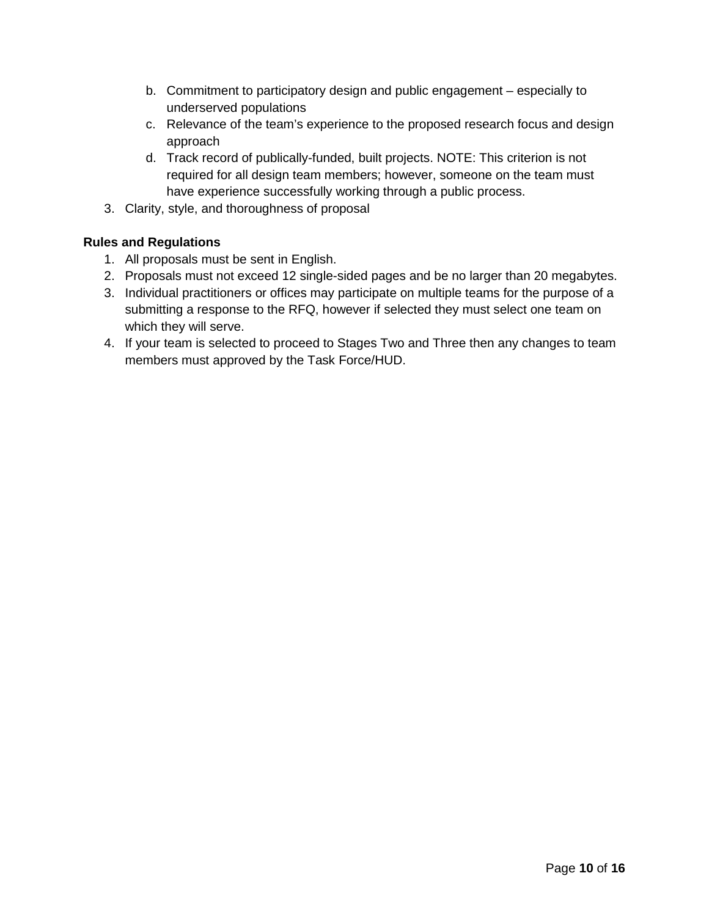b. Commitment to participatory design and public engagement – especially to underserved populations
   c. Relevance of the team's experience to the proposed research focus and design approach
   d. Track record of publically-funded, built projects. NOTE: This criterion is not required for all design team members; however, someone on the team must have experience successfully working through a public process.
3. Clarity, style, and thoroughness of proposal

**Rules and Regulations**

1. All proposals must be sent in English.
2. Proposals must not exceed 12 single-sided pages and be no larger than 20 megabytes.
3. Individual practitioners or offices may participate on multiple teams for the purpose of a submitting a response to the RFQ, however if selected they must select one team on which they will serve.
4. If your team is selected to proceed to Stages Two and Three then any changes to team members must approved by the Task Force/HUD.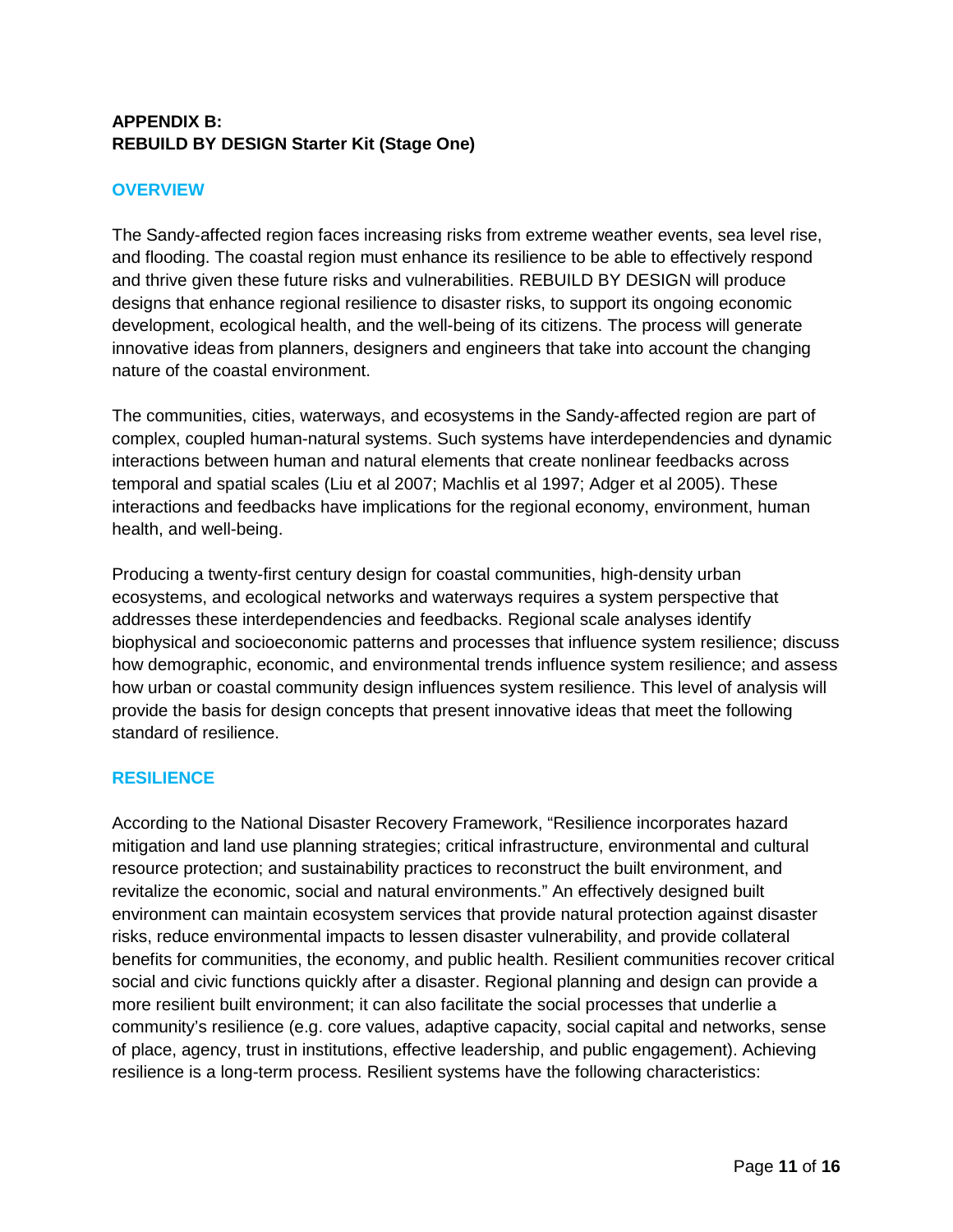**APPENDIX B:**
**REBUILD BY DESIGN Starter Kit (Stage One)**

## OVERVIEW

The Sandy-affected region faces increasing risks from extreme weather events, sea level rise, and flooding. The coastal region must enhance its resilience to be able to effectively respond and thrive given these future risks and vulnerabilities. REBUILD BY DESIGN will produce designs that enhance regional resilience to disaster risks, to support its ongoing economic development, ecological health, and the well-being of its citizens. The process will generate innovative ideas from planners, designers and engineers that take into account the changing nature of the coastal environment.

The communities, cities, waterways, and ecosystems in the Sandy-affected region are part of complex, coupled human-natural systems. Such systems have interdependencies and dynamic interactions between human and natural elements that create nonlinear feedbacks across temporal and spatial scales (Liu et al 2007; Machlis et al 1997; Adger et al 2005). These interactions and feedbacks have implications for the regional economy, environment, human health, and well-being.

Producing a twenty-first century design for coastal communities, high-density urban ecosystems, and ecological networks and waterways requires a system perspective that addresses these interdependencies and feedbacks. Regional scale analyses identify biophysical and socioeconomic patterns and processes that influence system resilience; discuss how demographic, economic, and environmental trends influence system resilience; and assess how urban or coastal community design influences system resilience. This level of analysis will provide the basis for design concepts that present innovative ideas that meet the following standard of resilience.

## RESILIENCE

According to the National Disaster Recovery Framework, "Resilience incorporates hazard mitigation and land use planning strategies; critical infrastructure, environmental and cultural resource protection; and sustainability practices to reconstruct the built environment, and revitalize the economic, social and natural environments." An effectively designed built environment can maintain ecosystem services that provide natural protection against disaster risks, reduce environmental impacts to lessen disaster vulnerability, and provide collateral benefits for communities, the economy, and public health. Resilient communities recover critical social and civic functions quickly after a disaster. Regional planning and design can provide a more resilient built environment; it can also facilitate the social processes that underlie a community's resilience (e.g. core values, adaptive capacity, social capital and networks, sense of place, agency, trust in institutions, effective leadership, and public engagement). Achieving resilience is a long-term process. Resilient systems have the following characteristics: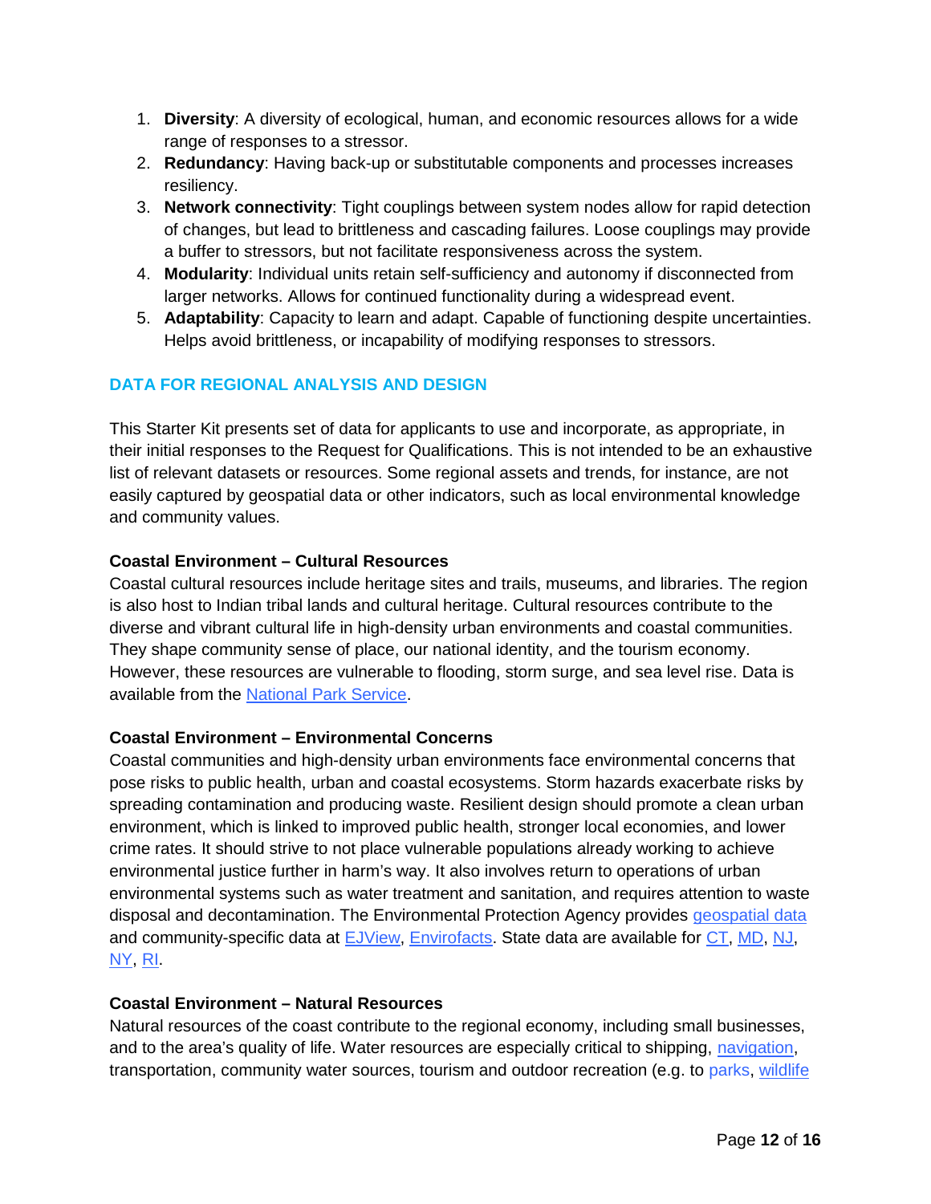1. **Diversity**: A diversity of ecological, human, and economic resources allows for a wide range of responses to a stressor.
2. **Redundancy**: Having back-up or substitutable components and processes increases resiliency.
3. **Network connectivity**: Tight couplings between system nodes allow for rapid detection of changes, but lead to brittleness and cascading failures. Loose couplings may provide a buffer to stressors, but not facilitate responsiveness across the system.
4. **Modularity**: Individual units retain self-sufficiency and autonomy if disconnected from larger networks. Allows for continued functionality during a widespread event.
5. **Adaptability**: Capacity to learn and adapt. Capable of functioning despite uncertainties. Helps avoid brittleness, or incapability of modifying responses to stressors.

## DATA FOR REGIONAL ANALYSIS AND DESIGN

This Starter Kit presents set of data for applicants to use and incorporate, as appropriate, in their initial responses to the Request for Qualifications. This is not intended to be an exhaustive list of relevant datasets or resources. Some regional assets and trends, for instance, are not easily captured by geospatial data or other indicators, such as local environmental knowledge and community values.

**Coastal Environment – Cultural Resources**
Coastal cultural resources include heritage sites and trails, museums, and libraries. The region is also host to Indian tribal lands and cultural heritage. Cultural resources contribute to the diverse and vibrant cultural life in high-density urban environments and coastal communities. They shape community sense of place, our national identity, and the tourism economy. However, these resources are vulnerable to flooding, storm surge, and sea level rise. Data is available from the National Park Service.

**Coastal Environment – Environmental Concerns**
Coastal communities and high-density urban environments face environmental concerns that pose risks to public health, urban and coastal ecosystems. Storm hazards exacerbate risks by spreading contamination and producing waste. Resilient design should promote a clean urban environment, which is linked to improved public health, stronger local economies, and lower crime rates. It should strive to not place vulnerable populations already working to achieve environmental justice further in harm's way. It also involves return to operations of urban environmental systems such as water treatment and sanitation, and requires attention to waste disposal and decontamination. The Environmental Protection Agency provides geospatial data and community-specific data at EJView, Envirofacts. State data are available for CT, MD, NJ, NY, RI.

**Coastal Environment – Natural Resources**
Natural resources of the coast contribute to the regional economy, including small businesses, and to the area's quality of life. Water resources are especially critical to shipping, navigation, transportation, community water sources, tourism and outdoor recreation (e.g. to parks, wildlife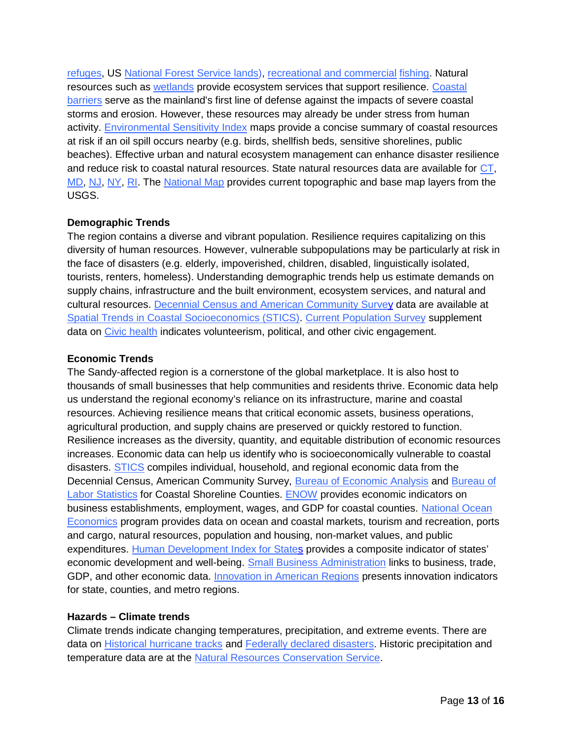refuges, US National Forest Service lands), recreational and commercial fishing. Natural resources such as wetlands provide ecosystem services that support resilience. Coastal barriers serve as the mainland's first line of defense against the impacts of severe coastal storms and erosion. However, these resources may already be under stress from human activity. Environmental Sensitivity Index maps provide a concise summary of coastal resources at risk if an oil spill occurs nearby (e.g. birds, shellfish beds, sensitive shorelines, public beaches). Effective urban and natural ecosystem management can enhance disaster resilience and reduce risk to coastal natural resources. State natural resources data are available for CT, MD, NJ, NY, RI. The National Map provides current topographic and base map layers from the USGS.

**Demographic Trends**

The region contains a diverse and vibrant population. Resilience requires capitalizing on this diversity of human resources. However, vulnerable subpopulations may be particularly at risk in the face of disasters (e.g. elderly, impoverished, children, disabled, linguistically isolated, tourists, renters, homeless). Understanding demographic trends help us estimate demands on supply chains, infrastructure and the built environment, ecosystem services, and natural and cultural resources. Decennial Census and American Community Survey data are available at Spatial Trends in Coastal Socioeconomics (STICS). Current Population Survey supplement data on Civic health indicates volunteerism, political, and other civic engagement.

**Economic Trends**

The Sandy-affected region is a cornerstone of the global marketplace. It is also host to thousands of small businesses that help communities and residents thrive. Economic data help us understand the regional economy's reliance on its infrastructure, marine and coastal resources. Achieving resilience means that critical economic assets, business operations, agricultural production, and supply chains are preserved or quickly restored to function. Resilience increases as the diversity, quantity, and equitable distribution of economic resources increases. Economic data can help us identify who is socioeconomically vulnerable to coastal disasters. STICS compiles individual, household, and regional economic data from the Decennial Census, American Community Survey, Bureau of Economic Analysis and Bureau of Labor Statistics for Coastal Shoreline Counties. ENOW provides economic indicators on business establishments, employment, wages, and GDP for coastal counties. National Ocean Economics program provides data on ocean and coastal markets, tourism and recreation, ports and cargo, natural resources, population and housing, non-market values, and public expenditures. Human Development Index for States provides a composite indicator of states' economic development and well-being. Small Business Administration links to business, trade, GDP, and other economic data. Innovation in American Regions presents innovation indicators for state, counties, and metro regions.

**Hazards – Climate trends**

Climate trends indicate changing temperatures, precipitation, and extreme events. There are data on Historical hurricane tracks and Federally declared disasters. Historic precipitation and temperature data are at the Natural Resources Conservation Service.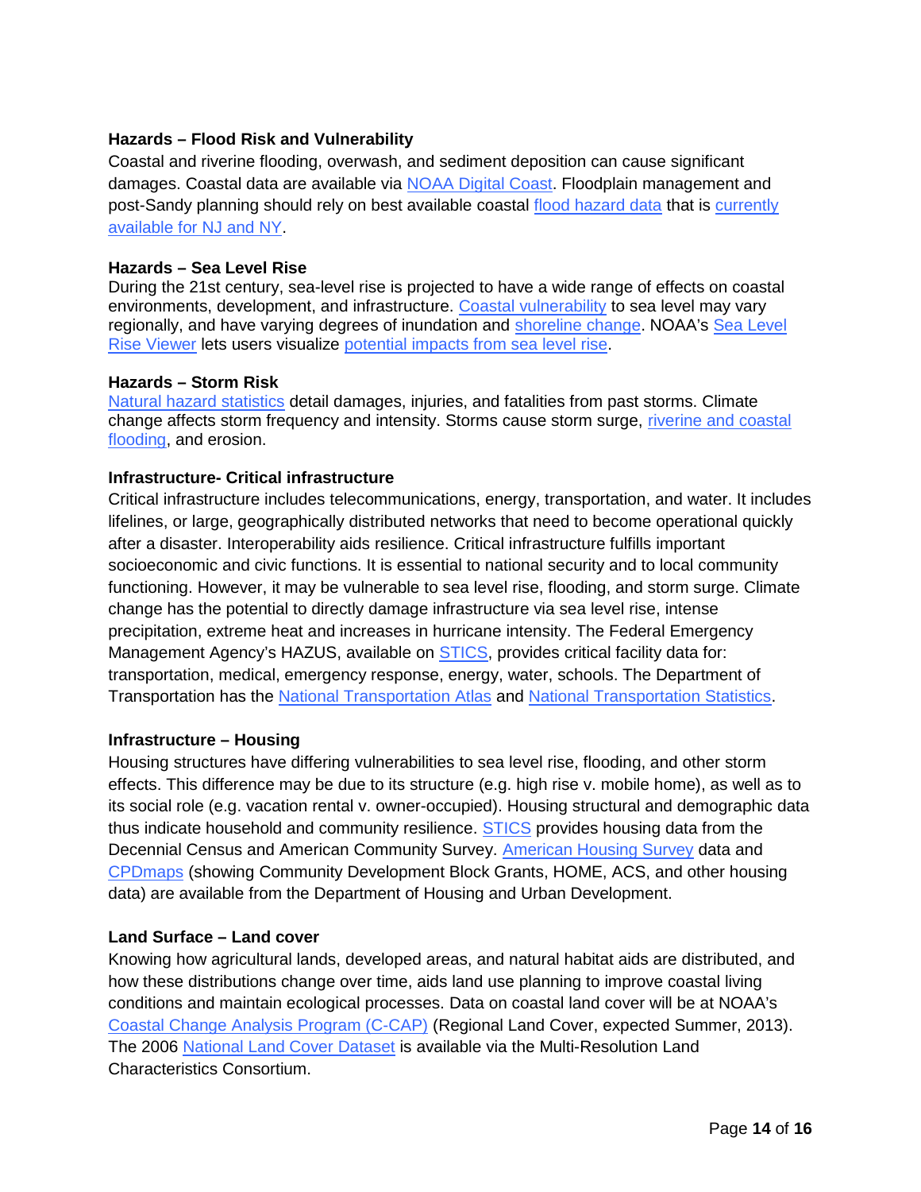**Hazards – Flood Risk and Vulnerability**

Coastal and riverine flooding, overwash, and sediment deposition can cause significant damages. Coastal data are available via NOAA Digital Coast. Floodplain management and post-Sandy planning should rely on best available coastal flood hazard data that is currently available for NJ and NY.

**Hazards – Sea Level Rise**

During the 21st century, sea-level rise is projected to have a wide range of effects on coastal environments, development, and infrastructure. Coastal vulnerability to sea level may vary regionally, and have varying degrees of inundation and shoreline change. NOAA's Sea Level Rise Viewer lets users visualize potential impacts from sea level rise.

**Hazards – Storm Risk**

Natural hazard statistics detail damages, injuries, and fatalities from past storms. Climate change affects storm frequency and intensity. Storms cause storm surge, riverine and coastal flooding, and erosion.

**Infrastructure- Critical infrastructure**

Critical infrastructure includes telecommunications, energy, transportation, and water. It includes lifelines, or large, geographically distributed networks that need to become operational quickly after a disaster. Interoperability aids resilience. Critical infrastructure fulfills important socioeconomic and civic functions. It is essential to national security and to local community functioning. However, it may be vulnerable to sea level rise, flooding, and storm surge. Climate change has the potential to directly damage infrastructure via sea level rise, intense precipitation, extreme heat and increases in hurricane intensity. The Federal Emergency Management Agency's HAZUS, available on STICS, provides critical facility data for: transportation, medical, emergency response, energy, water, schools. The Department of Transportation has the National Transportation Atlas and National Transportation Statistics.

**Infrastructure – Housing**

Housing structures have differing vulnerabilities to sea level rise, flooding, and other storm effects. This difference may be due to its structure (e.g. high rise v. mobile home), as well as to its social role (e.g. vacation rental v. owner-occupied). Housing structural and demographic data thus indicate household and community resilience. STICS provides housing data from the Decennial Census and American Community Survey. American Housing Survey data and CPDmaps (showing Community Development Block Grants, HOME, ACS, and other housing data) are available from the Department of Housing and Urban Development.

**Land Surface – Land cover**

Knowing how agricultural lands, developed areas, and natural habitat aids are distributed, and how these distributions change over time, aids land use planning to improve coastal living conditions and maintain ecological processes. Data on coastal land cover will be at NOAA's Coastal Change Analysis Program (C-CAP) (Regional Land Cover, expected Summer, 2013). The 2006 National Land Cover Dataset is available via the Multi-Resolution Land Characteristics Consortium.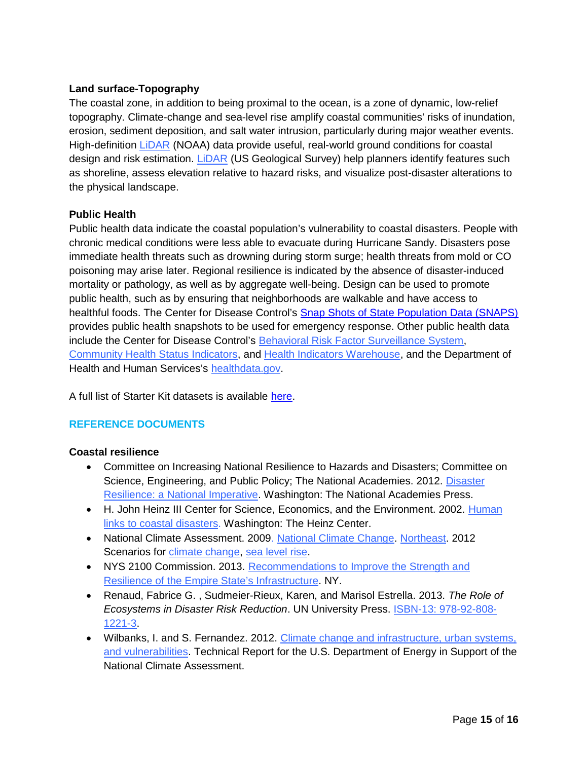**Land surface-Topography**

The coastal zone, in addition to being proximal to the ocean, is a zone of dynamic, low-relief topography. Climate-change and sea-level rise amplify coastal communities' risks of inundation, erosion, sediment deposition, and salt water intrusion, particularly during major weather events. High-definition LiDAR (NOAA) data provide useful, real-world ground conditions for coastal design and risk estimation. LiDAR (US Geological Survey) help planners identify features such as shoreline, assess elevation relative to hazard risks, and visualize post-disaster alterations to the physical landscape.

**Public Health**

Public health data indicate the coastal population's vulnerability to coastal disasters. People with chronic medical conditions were less able to evacuate during Hurricane Sandy. Disasters pose immediate health threats such as drowning during storm surge; health threats from mold or CO poisoning may arise later. Regional resilience is indicated by the absence of disaster-induced mortality or pathology, as well as by aggregate well-being. Design can be used to promote public health, such as by ensuring that neighborhoods are walkable and have access to healthful foods. The Center for Disease Control's Snap Shots of State Population Data (SNAPS) provides public health snapshots to be used for emergency response. Other public health data include the Center for Disease Control's Behavioral Risk Factor Surveillance System, Community Health Status Indicators, and Health Indicators Warehouse, and the Department of Health and Human Services's healthdata.gov.

A full list of Starter Kit datasets is available here.

## REFERENCE DOCUMENTS

**Coastal resilience**

- Committee on Increasing National Resilience to Hazards and Disasters; Committee on Science, Engineering, and Public Policy; The National Academies. 2012. Disaster Resilience: a National Imperative. Washington: The National Academies Press.
- H. John Heinz III Center for Science, Economics, and the Environment. 2002. Human links to coastal disasters. Washington: The Heinz Center.
- National Climate Assessment. 2009. National Climate Change. Northeast. 2012 Scenarios for climate change, sea level rise.
- NYS 2100 Commission. 2013. Recommendations to Improve the Strength and Resilience of the Empire State's Infrastructure. NY.
- Renaud, Fabrice G. , Sudmeier-Rieux, Karen, and Marisol Estrella. 2013. *The Role of Ecosystems in Disaster Risk Reduction*. UN University Press. ISBN-13: 978-92-808-1221-3.
- Wilbanks, I. and S. Fernandez. 2012. Climate change and infrastructure, urban systems, and vulnerabilities. Technical Report for the U.S. Department of Energy in Support of the National Climate Assessment.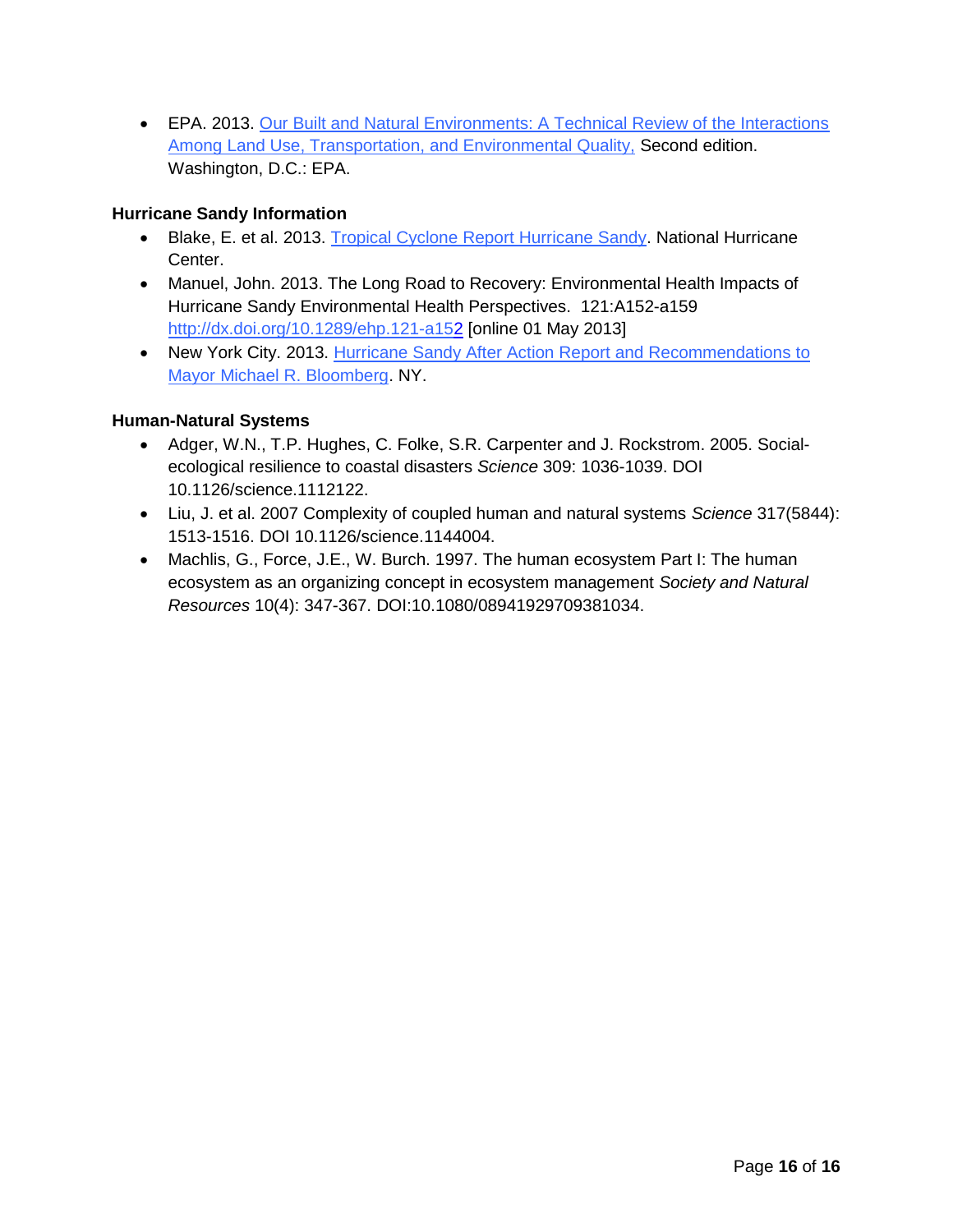- EPA. 2013. Our Built and Natural Environments: A Technical Review of the Interactions Among Land Use, Transportation, and Environmental Quality, Second edition. Washington, D.C.: EPA.

**Hurricane Sandy Information**

- Blake, E. et al. 2013. Tropical Cyclone Report Hurricane Sandy. National Hurricane Center.
- Manuel, John. 2013. The Long Road to Recovery: Environmental Health Impacts of Hurricane Sandy Environmental Health Perspectives. 121:A152-a159 http://dx.doi.org/10.1289/ehp.121-a152 [online 01 May 2013]
- New York City. 2013. Hurricane Sandy After Action Report and Recommendations to Mayor Michael R. Bloomberg. NY.

**Human-Natural Systems**

- Adger, W.N., T.P. Hughes, C. Folke, S.R. Carpenter and J. Rockstrom. 2005. Social-ecological resilience to coastal disasters *Science* 309: 1036-1039. DOI 10.1126/science.1112122.
- Liu, J. et al. 2007 Complexity of coupled human and natural systems *Science* 317(5844): 1513-1516. DOI 10.1126/science.1144004.
- Machlis, G., Force, J.E., W. Burch. 1997. The human ecosystem Part I: The human ecosystem as an organizing concept in ecosystem management *Society and Natural Resources* 10(4): 347-367. DOI:10.1080/08941929709381034.